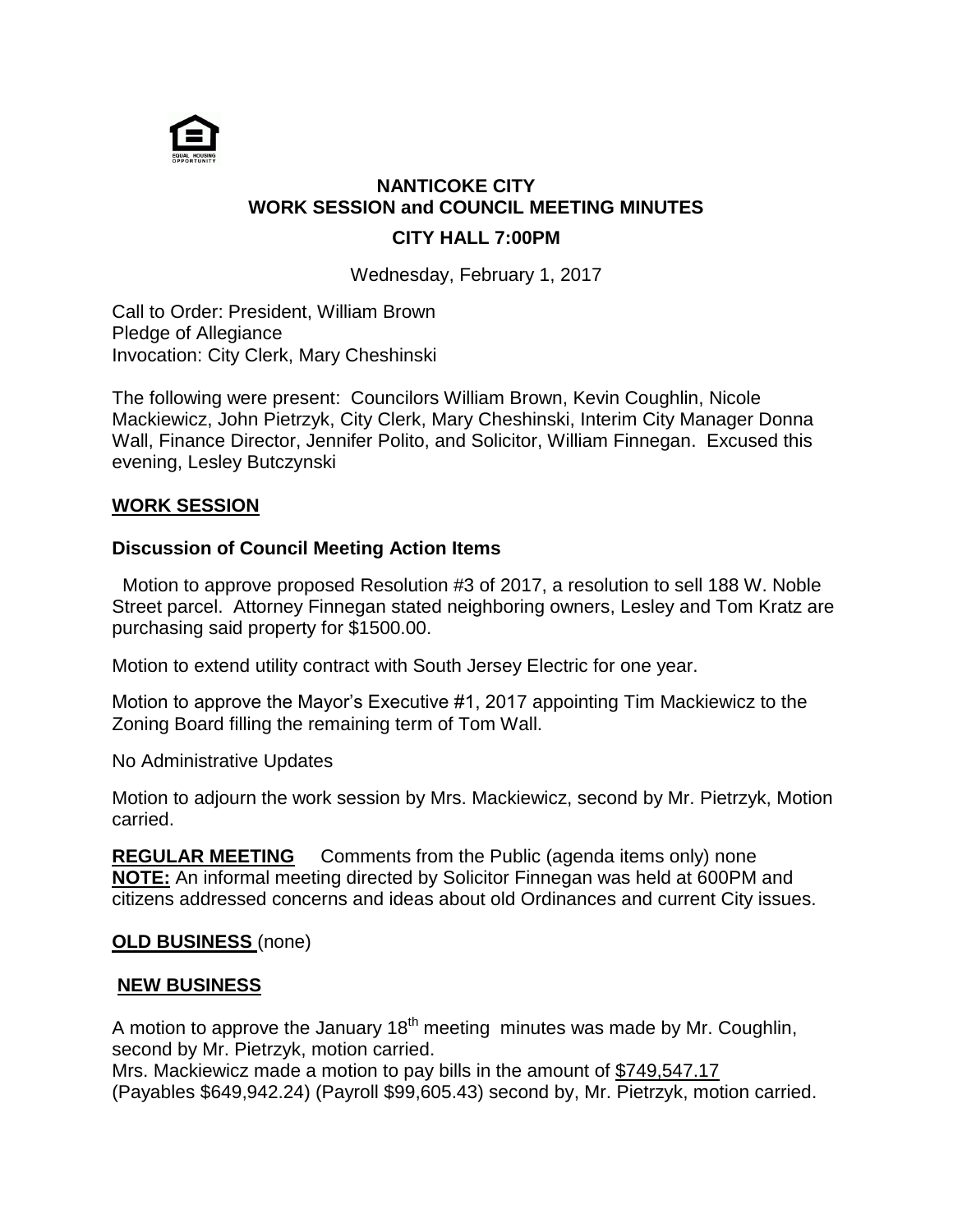## NANTICOKE CITY
## WORK SESSION and COUNCIL MEETING MINUTES
### CITY HALL 7:00PM

Wednesday, February 1, 2017

Call to Order: President, William Brown
Pledge of Allegiance
Invocation: City Clerk, Mary Cheshinski

The following were present: Councilors William Brown, Kevin Coughlin, Nicole Mackiewicz, John Pietrzyk, City Clerk, Mary Cheshinski, Interim City Manager Donna Wall, Finance Director, Jennifer Polito, and Solicitor, William Finnegan. Excused this evening, Lesley Butczynski

**WORK SESSION**

**Discussion of Council Meeting Action Items**

Motion to approve proposed Resolution #3 of 2017, a resolution to sell 188 W. Noble Street parcel. Attorney Finnegan stated neighboring owners, Lesley and Tom Kratz are purchasing said property for $1500.00.

Motion to extend utility contract with South Jersey Electric for one year.

Motion to approve the Mayor's Executive #1, 2017 appointing Tim Mackiewicz to the Zoning Board filling the remaining term of Tom Wall.

No Administrative Updates

Motion to adjourn the work session by Mrs. Mackiewicz, second by Mr. Pietrzyk, Motion carried.

**REGULAR MEETING** Comments from the Public (agenda items only) none
**NOTE:** An informal meeting directed by Solicitor Finnegan was held at 600PM and citizens addressed concerns and ideas about old Ordinances and current City issues.

**OLD BUSINESS** (none)

**NEW BUSINESS**

A motion to approve the January 18th meeting minutes was made by Mr. Coughlin, second by Mr. Pietrzyk, motion carried.
Mrs. Mackiewicz made a motion to pay bills in the amount of $749,547.17 (Payables $649,942.24) (Payroll $99,605.43) second by, Mr. Pietrzyk, motion carried.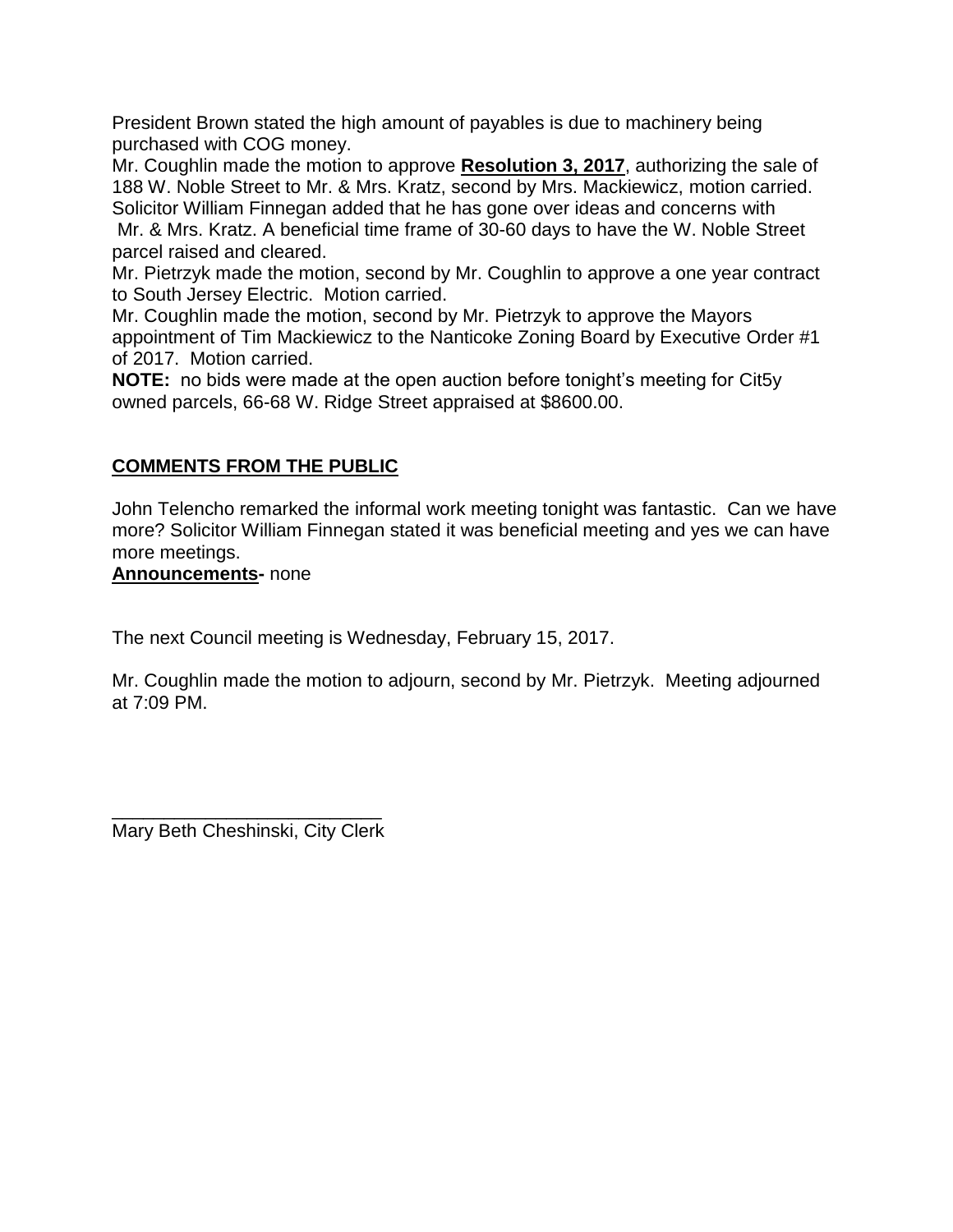President Brown stated the high amount of payables is due to machinery being purchased with COG money.

Mr. Coughlin made the motion to approve **Resolution 3, 2017**, authorizing the sale of 188 W. Noble Street to Mr. & Mrs. Kratz, second by Mrs. Mackiewicz, motion carried. Solicitor William Finnegan added that he has gone over ideas and concerns with Mr. & Mrs. Kratz. A beneficial time frame of 30-60 days to have the W. Noble Street parcel raised and cleared.

Mr. Pietrzyk made the motion, second by Mr. Coughlin to approve a one year contract to South Jersey Electric. Motion carried.

Mr. Coughlin made the motion, second by Mr. Pietrzyk to approve the Mayors appointment of Tim Mackiewicz to the Nanticoke Zoning Board by Executive Order #1 of 2017. Motion carried.

**NOTE:** no bids were made at the open auction before tonight's meeting for Cit5y owned parcels, 66-68 W. Ridge Street appraised at $8600.00.

## COMMENTS FROM THE PUBLIC

John Telencho remarked the informal work meeting tonight was fantastic. Can we have more? Solicitor William Finnegan stated it was beneficial meeting and yes we can have more meetings.

**Announcements-** none

The next Council meeting is Wednesday, February 15, 2017.

Mr. Coughlin made the motion to adjourn, second by Mr. Pietrzyk. Meeting adjourned at 7:09 PM.

\_\_\_\_\_\_\_\_\_\_\_\_\_\_\_\_\_\_\_\_\_\_\_\_\_\_

Mary Beth Cheshinski, City Clerk